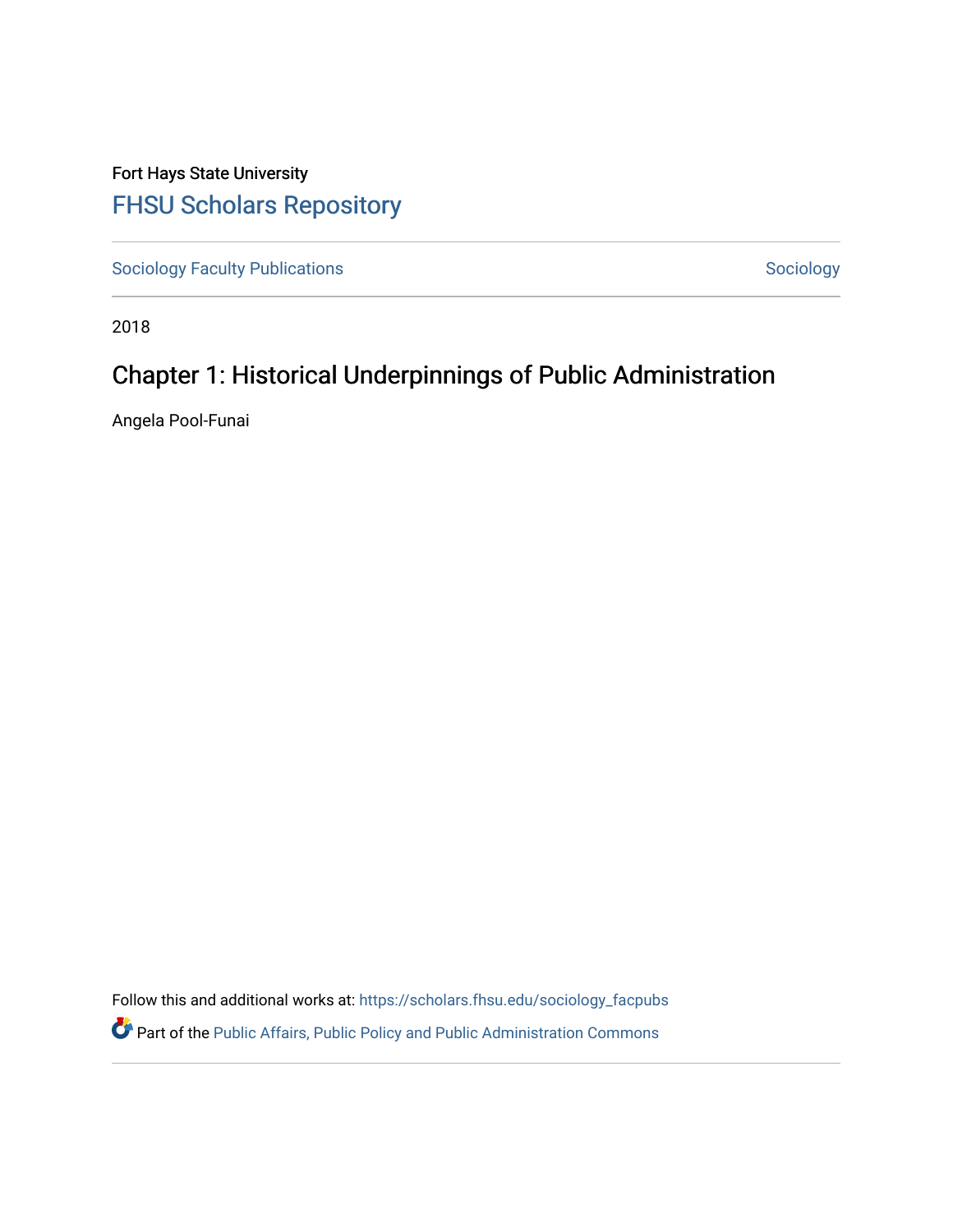Fort Hays State University

## FHSU Scholars Repository

Sociology Faculty Publications

Sociology

2018

# Chapter 1: Historical Underpinnings of Public Administration

Angela Pool-Funai

Follow this and additional works at: https://scholars.fhsu.edu/sociology_facpubs

Part of the Public Affairs, Public Policy and Public Administration Commons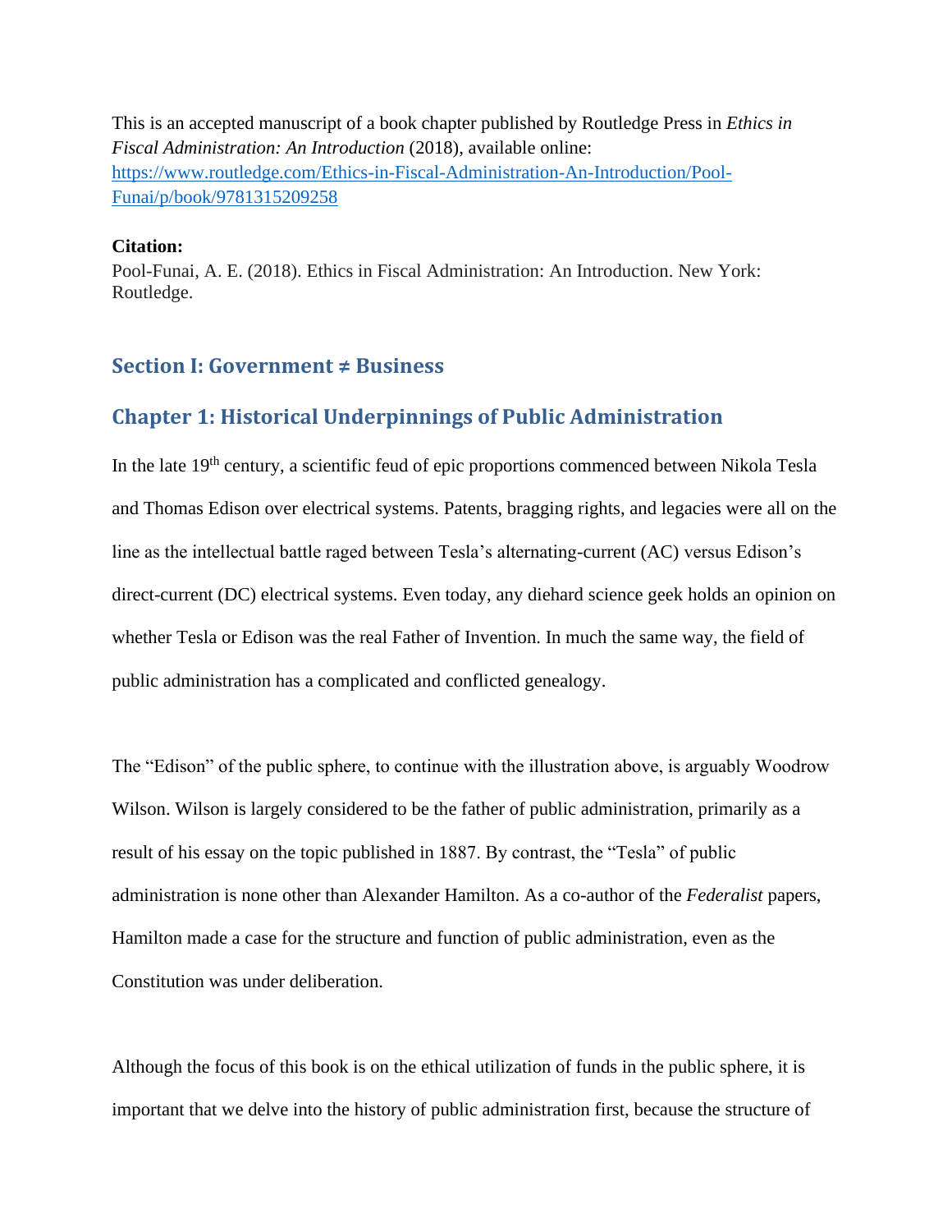This is an accepted manuscript of a book chapter published by Routledge Press in *Ethics in Fiscal Administration: An Introduction* (2018), available online: [https://www.routledge.com/Ethics-in-Fiscal-Administration-An-Introduction/Pool-Funai/p/book/9781315209258](https://www.routledge.com/Ethics-in-Fiscal-Administration-An-Introduction/Pool-Funai/p/book/9781315209258)

**Citation:**
Pool-Funai, A. E. (2018). Ethics in Fiscal Administration: An Introduction. New York: Routledge.

## Section I: Government ≠ Business

## Chapter 1: Historical Underpinnings of Public Administration

In the late 19th century, a scientific feud of epic proportions commenced between Nikola Tesla and Thomas Edison over electrical systems. Patents, bragging rights, and legacies were all on the line as the intellectual battle raged between Tesla's alternating-current (AC) versus Edison's direct-current (DC) electrical systems. Even today, any diehard science geek holds an opinion on whether Tesla or Edison was the real Father of Invention. In much the same way, the field of public administration has a complicated and conflicted genealogy.

The "Edison" of the public sphere, to continue with the illustration above, is arguably Woodrow Wilson. Wilson is largely considered to be the father of public administration, primarily as a result of his essay on the topic published in 1887. By contrast, the "Tesla" of public administration is none other than Alexander Hamilton. As a co-author of the *Federalist* papers, Hamilton made a case for the structure and function of public administration, even as the Constitution was under deliberation.

Although the focus of this book is on the ethical utilization of funds in the public sphere, it is important that we delve into the history of public administration first, because the structure of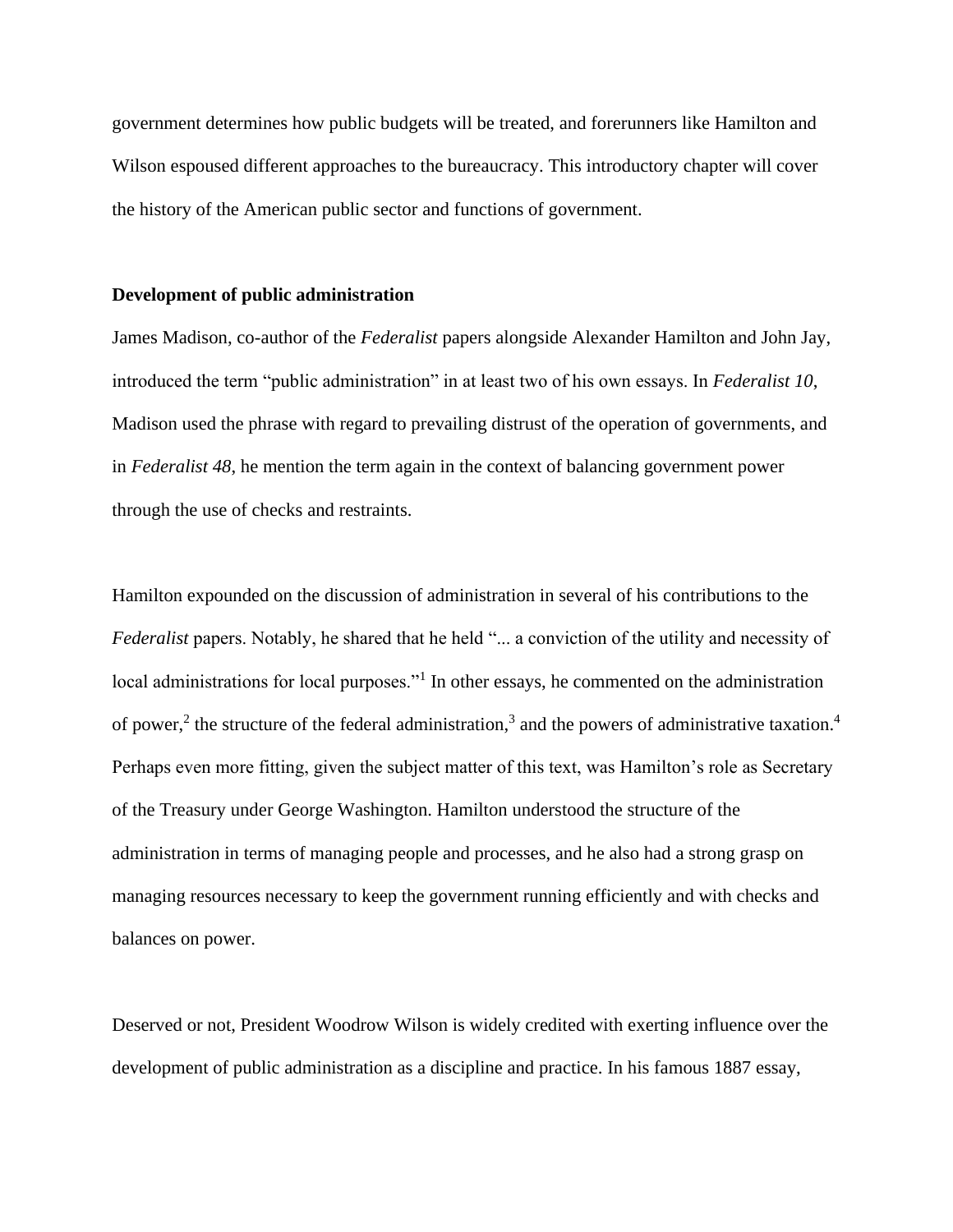government determines how public budgets will be treated, and forerunners like Hamilton and Wilson espoused different approaches to the bureaucracy. This introductory chapter will cover the history of the American public sector and functions of government.

**Development of public administration**

James Madison, co-author of the *Federalist* papers alongside Alexander Hamilton and John Jay, introduced the term "public administration" in at least two of his own essays. In *Federalist 10*, Madison used the phrase with regard to prevailing distrust of the operation of governments, and in *Federalist 48*, he mention the term again in the context of balancing government power through the use of checks and restraints.

Hamilton expounded on the discussion of administration in several of his contributions to the *Federalist* papers. Notably, he shared that he held "... a conviction of the utility and necessity of local administrations for local purposes."[1] In other essays, he commented on the administration of power,[2] the structure of the federal administration,[3] and the powers of administrative taxation.[4] Perhaps even more fitting, given the subject matter of this text, was Hamilton's role as Secretary of the Treasury under George Washington. Hamilton understood the structure of the administration in terms of managing people and processes, and he also had a strong grasp on managing resources necessary to keep the government running efficiently and with checks and balances on power.

Deserved or not, President Woodrow Wilson is widely credited with exerting influence over the development of public administration as a discipline and practice. In his famous 1887 essay,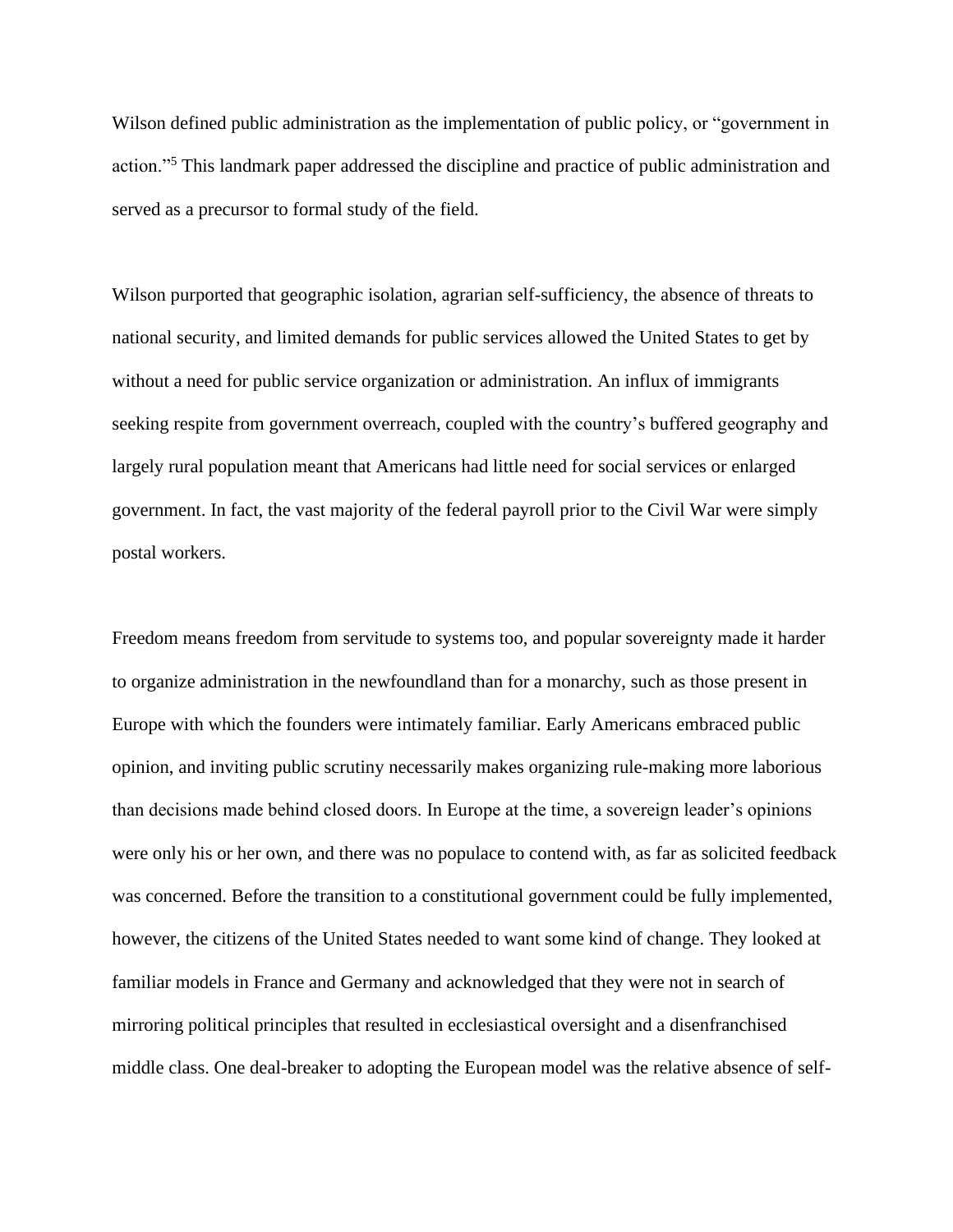Wilson defined public administration as the implementation of public policy, or "government in action."[5] This landmark paper addressed the discipline and practice of public administration and served as a precursor to formal study of the field.

Wilson purported that geographic isolation, agrarian self-sufficiency, the absence of threats to national security, and limited demands for public services allowed the United States to get by without a need for public service organization or administration. An influx of immigrants seeking respite from government overreach, coupled with the country's buffered geography and largely rural population meant that Americans had little need for social services or enlarged government. In fact, the vast majority of the federal payroll prior to the Civil War were simply postal workers.

Freedom means freedom from servitude to systems too, and popular sovereignty made it harder to organize administration in the newfoundland than for a monarchy, such as those present in Europe with which the founders were intimately familiar. Early Americans embraced public opinion, and inviting public scrutiny necessarily makes organizing rule-making more laborious than decisions made behind closed doors. In Europe at the time, a sovereign leader's opinions were only his or her own, and there was no populace to contend with, as far as solicited feedback was concerned. Before the transition to a constitutional government could be fully implemented, however, the citizens of the United States needed to want some kind of change. They looked at familiar models in France and Germany and acknowledged that they were not in search of mirroring political principles that resulted in ecclesiastical oversight and a disenfranchised middle class. One deal-breaker to adopting the European model was the relative absence of self-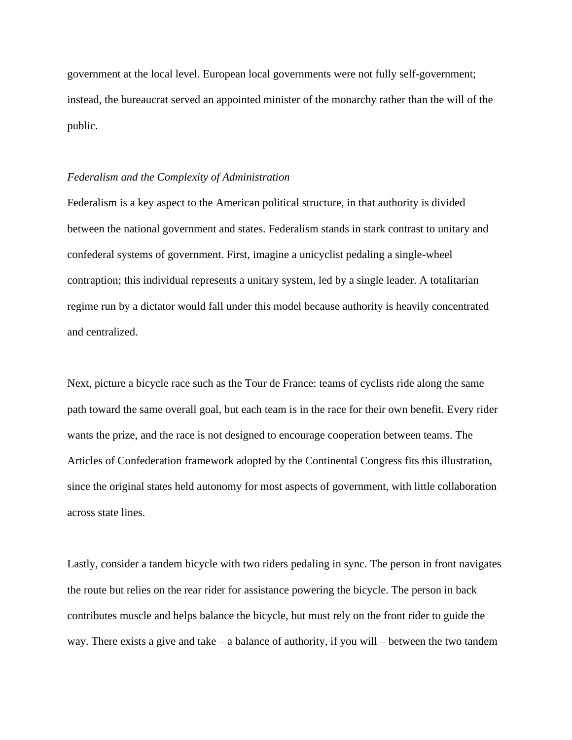government at the local level. European local governments were not fully self-government; instead, the bureaucrat served an appointed minister of the monarchy rather than the will of the public.

### *Federalism and the Complexity of Administration*

Federalism is a key aspect to the American political structure, in that authority is divided between the national government and states. Federalism stands in stark contrast to unitary and confederal systems of government. First, imagine a unicyclist pedaling a single-wheel contraption; this individual represents a unitary system, led by a single leader. A totalitarian regime run by a dictator would fall under this model because authority is heavily concentrated and centralized.

Next, picture a bicycle race such as the Tour de France: teams of cyclists ride along the same path toward the same overall goal, but each team is in the race for their own benefit. Every rider wants the prize, and the race is not designed to encourage cooperation between teams. The Articles of Confederation framework adopted by the Continental Congress fits this illustration, since the original states held autonomy for most aspects of government, with little collaboration across state lines.

Lastly, consider a tandem bicycle with two riders pedaling in sync. The person in front navigates the route but relies on the rear rider for assistance powering the bicycle. The person in back contributes muscle and helps balance the bicycle, but must rely on the front rider to guide the way. There exists a give and take – a balance of authority, if you will – between the two tandem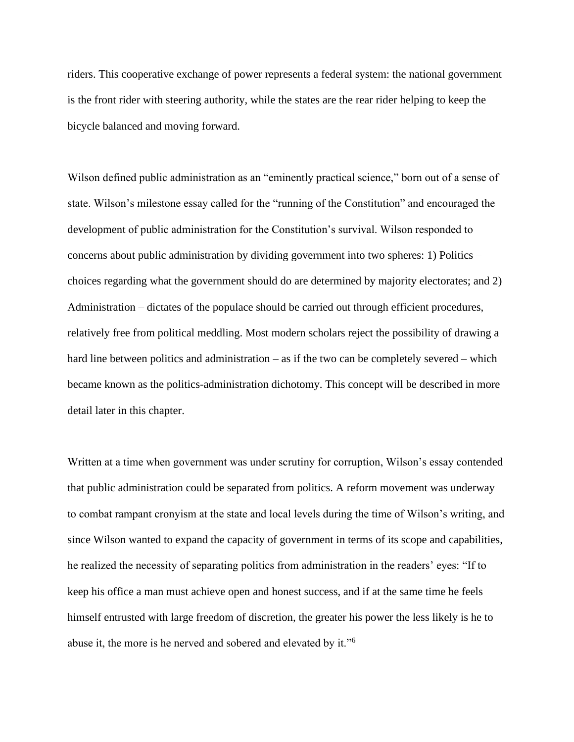riders. This cooperative exchange of power represents a federal system: the national government is the front rider with steering authority, while the states are the rear rider helping to keep the bicycle balanced and moving forward.

Wilson defined public administration as an "eminently practical science," born out of a sense of state. Wilson's milestone essay called for the "running of the Constitution" and encouraged the development of public administration for the Constitution's survival. Wilson responded to concerns about public administration by dividing government into two spheres: 1) Politics – choices regarding what the government should do are determined by majority electorates; and 2) Administration – dictates of the populace should be carried out through efficient procedures, relatively free from political meddling. Most modern scholars reject the possibility of drawing a hard line between politics and administration – as if the two can be completely severed – which became known as the politics-administration dichotomy. This concept will be described in more detail later in this chapter.

Written at a time when government was under scrutiny for corruption, Wilson's essay contended that public administration could be separated from politics. A reform movement was underway to combat rampant cronyism at the state and local levels during the time of Wilson's writing, and since Wilson wanted to expand the capacity of government in terms of its scope and capabilities, he realized the necessity of separating politics from administration in the readers' eyes: "If to keep his office a man must achieve open and honest success, and if at the same time he feels himself entrusted with large freedom of discretion, the greater his power the less likely is he to abuse it, the more is he nerved and sobered and elevated by it."[6]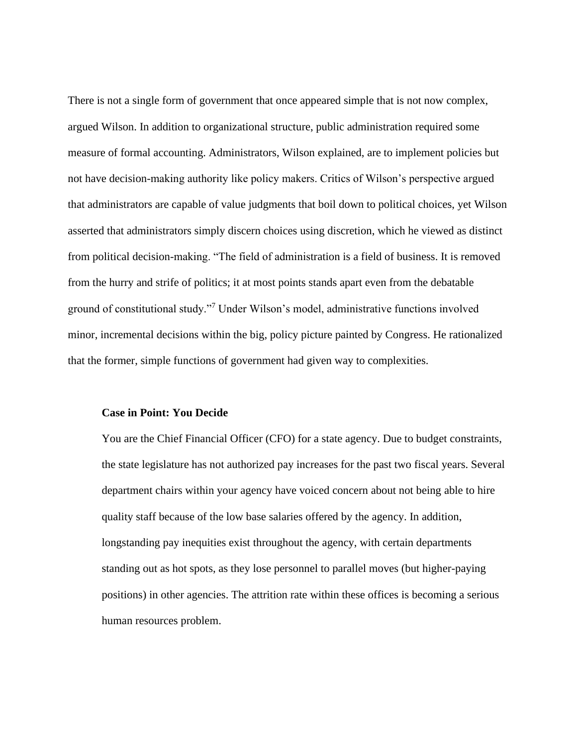There is not a single form of government that once appeared simple that is not now complex, argued Wilson. In addition to organizational structure, public administration required some measure of formal accounting. Administrators, Wilson explained, are to implement policies but not have decision-making authority like policy makers. Critics of Wilson's perspective argued that administrators are capable of value judgments that boil down to political choices, yet Wilson asserted that administrators simply discern choices using discretion, which he viewed as distinct from political decision-making. "The field of administration is a field of business. It is removed from the hurry and strife of politics; it at most points stands apart even from the debatable ground of constitutional study."[7] Under Wilson's model, administrative functions involved minor, incremental decisions within the big, policy picture painted by Congress. He rationalized that the former, simple functions of government had given way to complexities.

**Case in Point: You Decide**

You are the Chief Financial Officer (CFO) for a state agency. Due to budget constraints, the state legislature has not authorized pay increases for the past two fiscal years. Several department chairs within your agency have voiced concern about not being able to hire quality staff because of the low base salaries offered by the agency. In addition, longstanding pay inequities exist throughout the agency, with certain departments standing out as hot spots, as they lose personnel to parallel moves (but higher-paying positions) in other agencies. The attrition rate within these offices is becoming a serious human resources problem.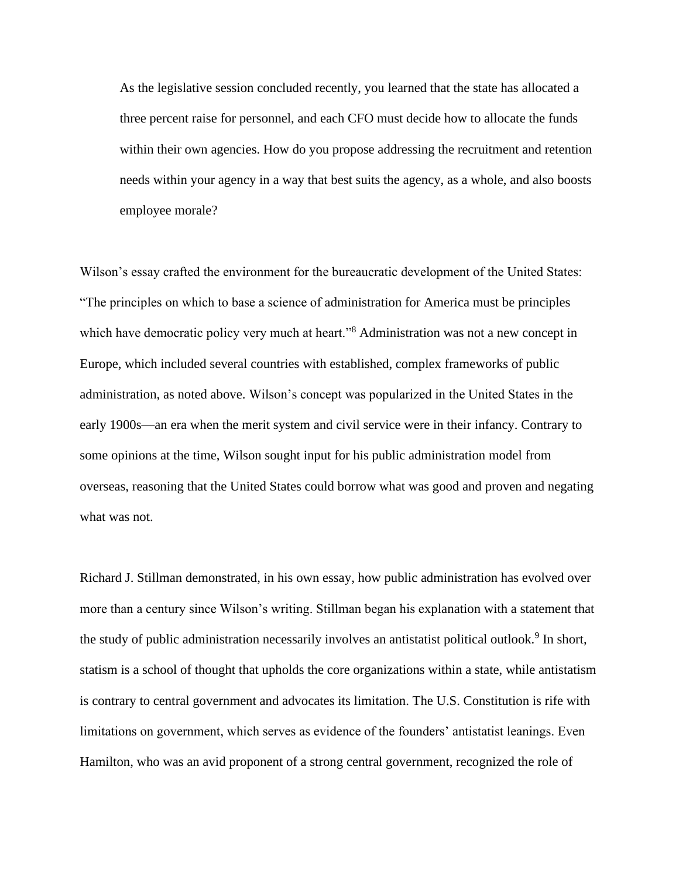> As the legislative session concluded recently, you learned that the state has allocated a three percent raise for personnel, and each CFO must decide how to allocate the funds within their own agencies. How do you propose addressing the recruitment and retention needs within your agency in a way that best suits the agency, as a whole, and also boosts employee morale?

Wilson's essay crafted the environment for the bureaucratic development of the United States: "The principles on which to base a science of administration for America must be principles which have democratic policy very much at heart."[8] Administration was not a new concept in Europe, which included several countries with established, complex frameworks of public administration, as noted above. Wilson's concept was popularized in the United States in the early 1900s—an era when the merit system and civil service were in their infancy. Contrary to some opinions at the time, Wilson sought input for his public administration model from overseas, reasoning that the United States could borrow what was good and proven and negating what was not.

Richard J. Stillman demonstrated, in his own essay, how public administration has evolved over more than a century since Wilson's writing. Stillman began his explanation with a statement that the study of public administration necessarily involves an antistatist political outlook.[9] In short, statism is a school of thought that upholds the core organizations within a state, while antistatism is contrary to central government and advocates its limitation. The U.S. Constitution is rife with limitations on government, which serves as evidence of the founders' antistatist leanings. Even Hamilton, who was an avid proponent of a strong central government, recognized the role of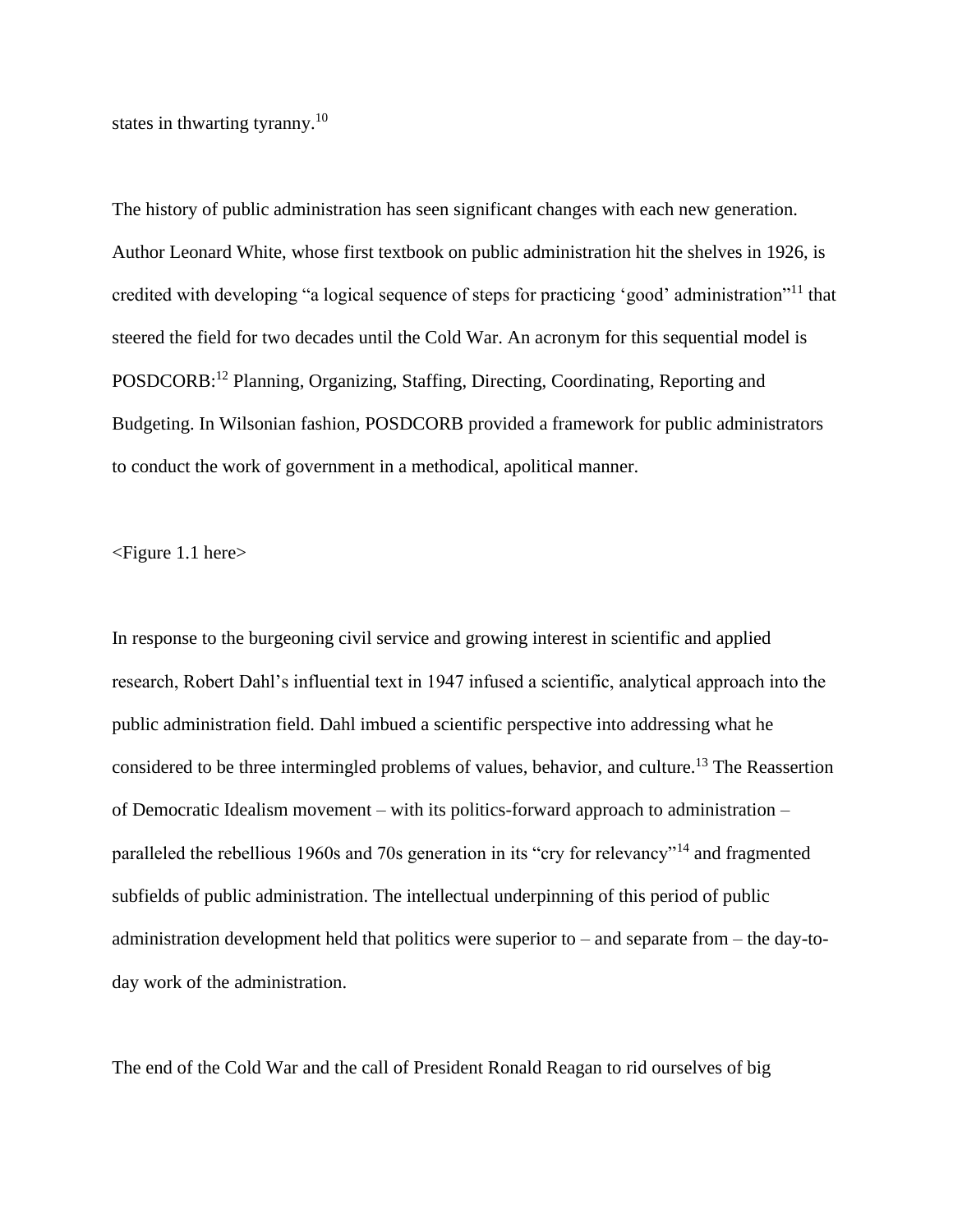states in thwarting tyranny.[10]

The history of public administration has seen significant changes with each new generation. Author Leonard White, whose first textbook on public administration hit the shelves in 1926, is credited with developing "a logical sequence of steps for practicing 'good' administration"[11] that steered the field for two decades until the Cold War. An acronym for this sequential model is POSDCORB:[12] Planning, Organizing, Staffing, Directing, Coordinating, Reporting and Budgeting. In Wilsonian fashion, POSDCORB provided a framework for public administrators to conduct the work of government in a methodical, apolitical manner.

<Figure 1.1 here>

In response to the burgeoning civil service and growing interest in scientific and applied research, Robert Dahl's influential text in 1947 infused a scientific, analytical approach into the public administration field. Dahl imbued a scientific perspective into addressing what he considered to be three intermingled problems of values, behavior, and culture.[13] The Reassertion of Democratic Idealism movement – with its politics-forward approach to administration – paralleled the rebellious 1960s and 70s generation in its "cry for relevancy"[14] and fragmented subfields of public administration. The intellectual underpinning of this period of public administration development held that politics were superior to – and separate from – the day-to-day work of the administration.

The end of the Cold War and the call of President Ronald Reagan to rid ourselves of big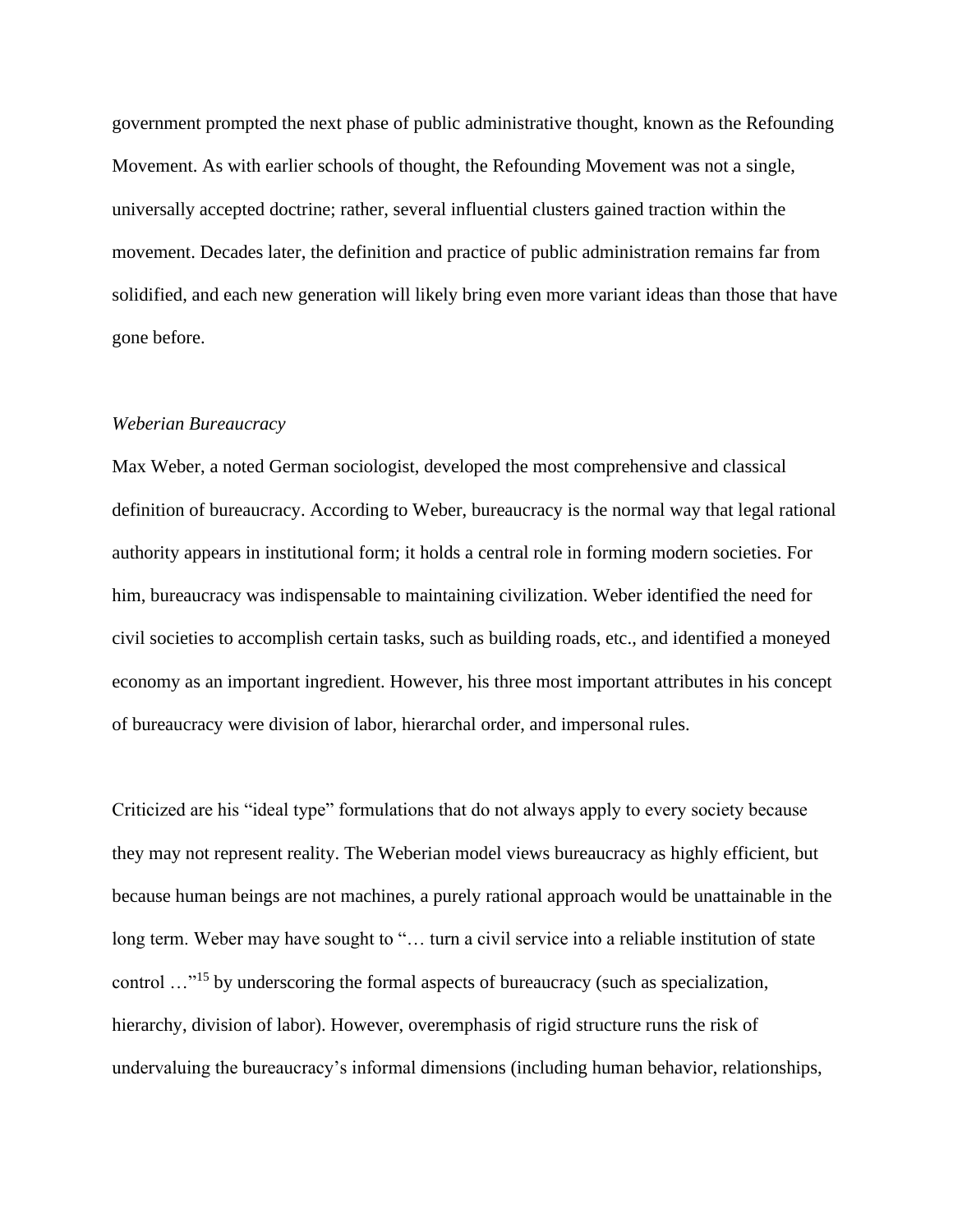government prompted the next phase of public administrative thought, known as the Refounding Movement. As with earlier schools of thought, the Refounding Movement was not a single, universally accepted doctrine; rather, several influential clusters gained traction within the movement. Decades later, the definition and practice of public administration remains far from solidified, and each new generation will likely bring even more variant ideas than those that have gone before.

*Weberian Bureaucracy*

Max Weber, a noted German sociologist, developed the most comprehensive and classical definition of bureaucracy. According to Weber, bureaucracy is the normal way that legal rational authority appears in institutional form; it holds a central role in forming modern societies. For him, bureaucracy was indispensable to maintaining civilization. Weber identified the need for civil societies to accomplish certain tasks, such as building roads, etc., and identified a moneyed economy as an important ingredient. However, his three most important attributes in his concept of bureaucracy were division of labor, hierarchal order, and impersonal rules.

Criticized are his "ideal type" formulations that do not always apply to every society because they may not represent reality. The Weberian model views bureaucracy as highly efficient, but because human beings are not machines, a purely rational approach would be unattainable in the long term. Weber may have sought to "… turn a civil service into a reliable institution of state control …"[15] by underscoring the formal aspects of bureaucracy (such as specialization, hierarchy, division of labor). However, overemphasis of rigid structure runs the risk of undervaluing the bureaucracy's informal dimensions (including human behavior, relationships,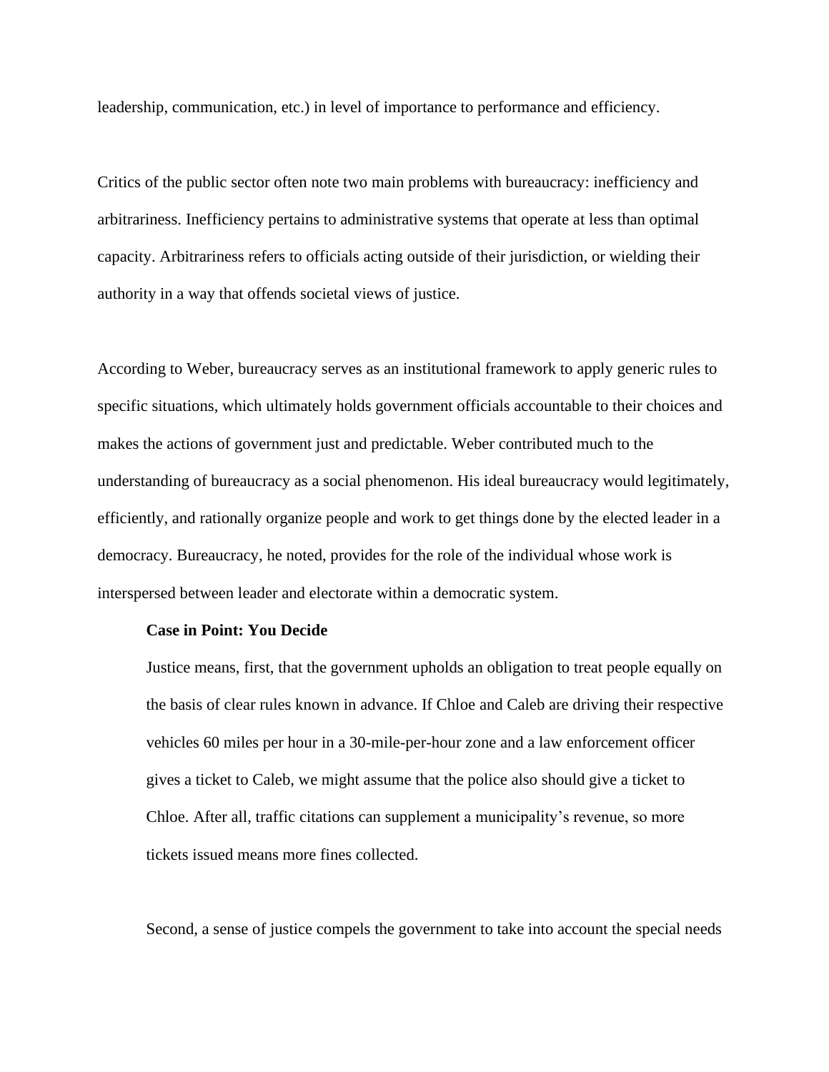leadership, communication, etc.) in level of importance to performance and efficiency.

Critics of the public sector often note two main problems with bureaucracy: inefficiency and arbitrariness. Inefficiency pertains to administrative systems that operate at less than optimal capacity. Arbitrariness refers to officials acting outside of their jurisdiction, or wielding their authority in a way that offends societal views of justice.

According to Weber, bureaucracy serves as an institutional framework to apply generic rules to specific situations, which ultimately holds government officials accountable to their choices and makes the actions of government just and predictable. Weber contributed much to the understanding of bureaucracy as a social phenomenon. His ideal bureaucracy would legitimately, efficiently, and rationally organize people and work to get things done by the elected leader in a democracy. Bureaucracy, he noted, provides for the role of the individual whose work is interspersed between leader and electorate within a democratic system.

> **Case in Point: You Decide**
>
> Justice means, first, that the government upholds an obligation to treat people equally on the basis of clear rules known in advance. If Chloe and Caleb are driving their respective vehicles 60 miles per hour in a 30-mile-per-hour zone and a law enforcement officer gives a ticket to Caleb, we might assume that the police also should give a ticket to Chloe. After all, traffic citations can supplement a municipality's revenue, so more tickets issued means more fines collected.
>
> Second, a sense of justice compels the government to take into account the special needs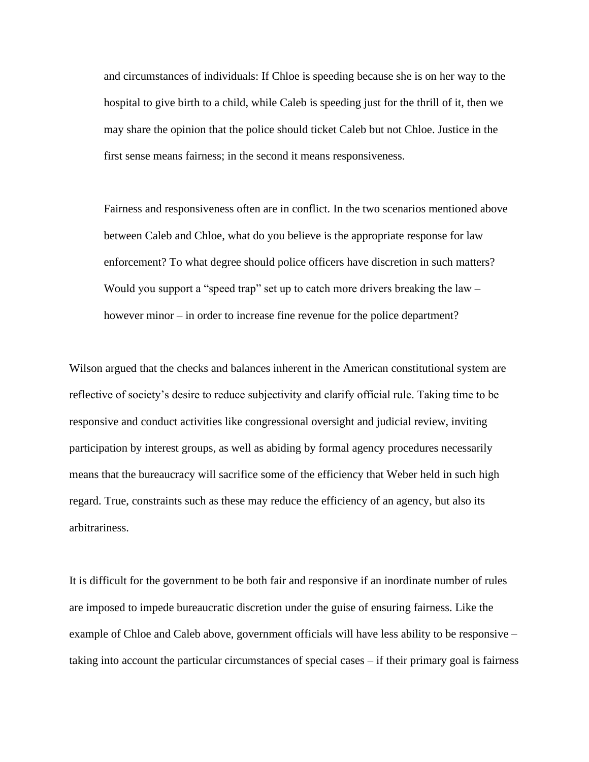> and circumstances of individuals: If Chloe is speeding because she is on her way to the hospital to give birth to a child, while Caleb is speeding just for the thrill of it, then we may share the opinion that the police should ticket Caleb but not Chloe. Justice in the first sense means fairness; in the second it means responsiveness.

> Fairness and responsiveness often are in conflict. In the two scenarios mentioned above between Caleb and Chloe, what do you believe is the appropriate response for law enforcement? To what degree should police officers have discretion in such matters? Would you support a "speed trap" set up to catch more drivers breaking the law – however minor – in order to increase fine revenue for the police department?

Wilson argued that the checks and balances inherent in the American constitutional system are reflective of society's desire to reduce subjectivity and clarify official rule. Taking time to be responsive and conduct activities like congressional oversight and judicial review, inviting participation by interest groups, as well as abiding by formal agency procedures necessarily means that the bureaucracy will sacrifice some of the efficiency that Weber held in such high regard. True, constraints such as these may reduce the efficiency of an agency, but also its arbitrariness.

It is difficult for the government to be both fair and responsive if an inordinate number of rules are imposed to impede bureaucratic discretion under the guise of ensuring fairness. Like the example of Chloe and Caleb above, government officials will have less ability to be responsive – taking into account the particular circumstances of special cases – if their primary goal is fairness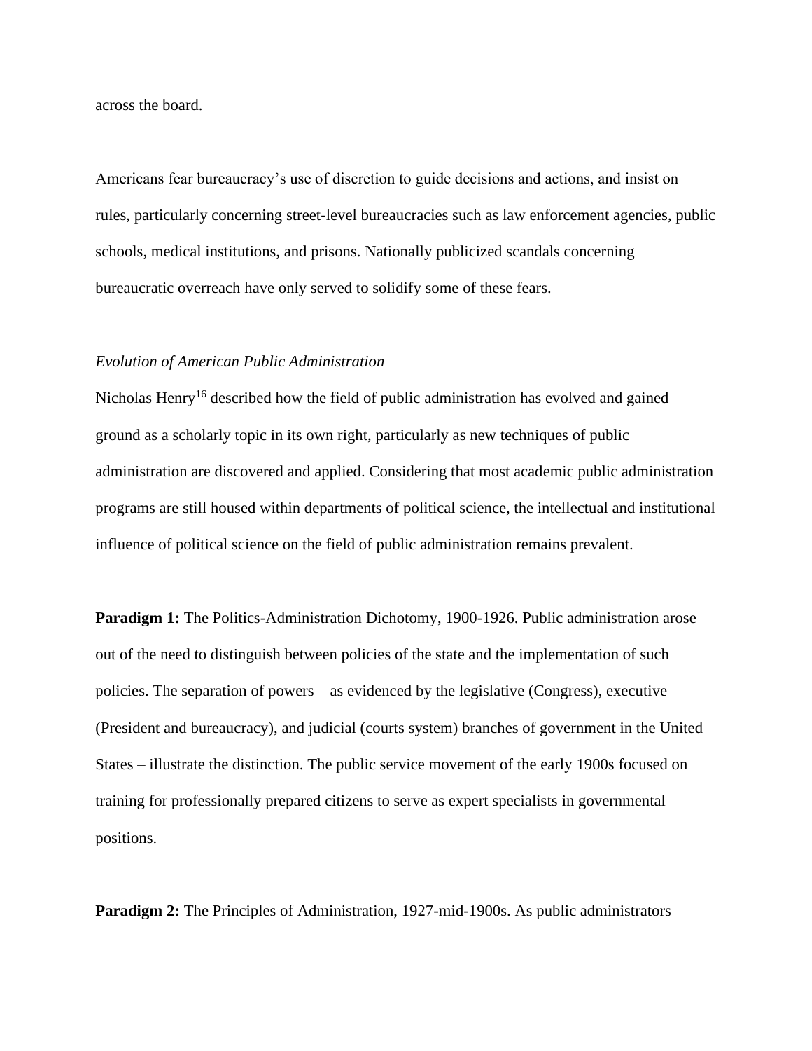across the board.

Americans fear bureaucracy's use of discretion to guide decisions and actions, and insist on rules, particularly concerning street-level bureaucracies such as law enforcement agencies, public schools, medical institutions, and prisons. Nationally publicized scandals concerning bureaucratic overreach have only served to solidify some of these fears.

*Evolution of American Public Administration*

Nicholas Henry[16] described how the field of public administration has evolved and gained ground as a scholarly topic in its own right, particularly as new techniques of public administration are discovered and applied. Considering that most academic public administration programs are still housed within departments of political science, the intellectual and institutional influence of political science on the field of public administration remains prevalent.

**Paradigm 1:** The Politics-Administration Dichotomy, 1900-1926. Public administration arose out of the need to distinguish between policies of the state and the implementation of such policies. The separation of powers – as evidenced by the legislative (Congress), executive (President and bureaucracy), and judicial (courts system) branches of government in the United States – illustrate the distinction. The public service movement of the early 1900s focused on training for professionally prepared citizens to serve as expert specialists in governmental positions.

**Paradigm 2:** The Principles of Administration, 1927-mid-1900s. As public administrators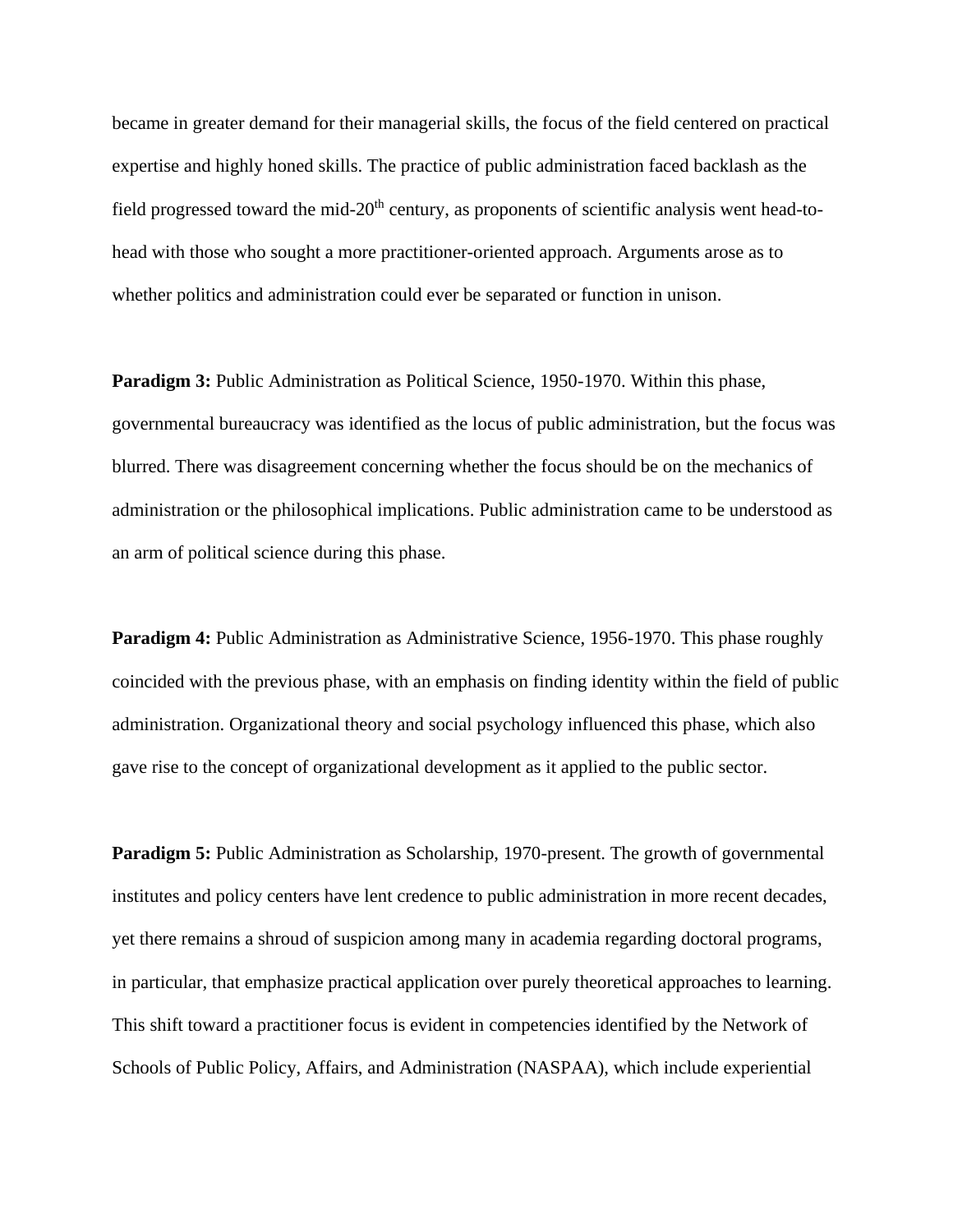became in greater demand for their managerial skills, the focus of the field centered on practical expertise and highly honed skills. The practice of public administration faced backlash as the field progressed toward the mid-20th century, as proponents of scientific analysis went head-to-head with those who sought a more practitioner-oriented approach. Arguments arose as to whether politics and administration could ever be separated or function in unison.

**Paradigm 3:** Public Administration as Political Science, 1950-1970. Within this phase, governmental bureaucracy was identified as the locus of public administration, but the focus was blurred. There was disagreement concerning whether the focus should be on the mechanics of administration or the philosophical implications. Public administration came to be understood as an arm of political science during this phase.

**Paradigm 4:** Public Administration as Administrative Science, 1956-1970. This phase roughly coincided with the previous phase, with an emphasis on finding identity within the field of public administration. Organizational theory and social psychology influenced this phase, which also gave rise to the concept of organizational development as it applied to the public sector.

**Paradigm 5:** Public Administration as Scholarship, 1970-present. The growth of governmental institutes and policy centers have lent credence to public administration in more recent decades, yet there remains a shroud of suspicion among many in academia regarding doctoral programs, in particular, that emphasize practical application over purely theoretical approaches to learning. This shift toward a practitioner focus is evident in competencies identified by the Network of Schools of Public Policy, Affairs, and Administration (NASPAA), which include experiential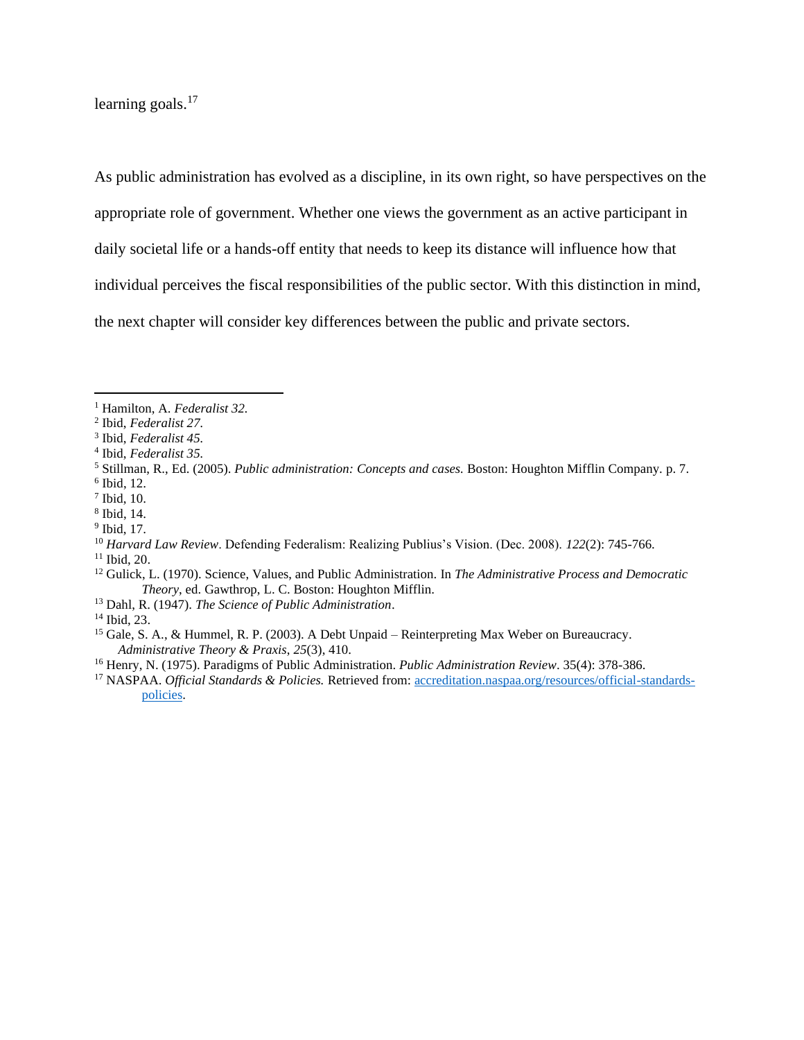learning goals.[17]

As public administration has evolved as a discipline, in its own right, so have perspectives on the appropriate role of government. Whether one views the government as an active participant in daily societal life or a hands-off entity that needs to keep its distance will influence how that individual perceives the fiscal responsibilities of the public sector. With this distinction in mind, the next chapter will consider key differences between the public and private sectors.

---

[1] Hamilton, A. *Federalist 32.*
[2] Ibid, *Federalist 27.*
[3] Ibid, *Federalist 45.*
[4] Ibid, *Federalist 35.*
[5] Stillman, R., Ed. (2005). *Public administration: Concepts and cases.* Boston: Houghton Mifflin Company. p. 7.
[6] Ibid, 12.
[7] Ibid, 10.
[8] Ibid, 14.
[9] Ibid, 17.
[10] *Harvard Law Review*. Defending Federalism: Realizing Publius's Vision. (Dec. 2008). *122*(2): 745-766.
[11] Ibid, 20.
[12] Gulick, L. (1970). Science, Values, and Public Administration. In *The Administrative Process and Democratic Theory*, ed. Gawthrop, L. C. Boston: Houghton Mifflin.
[13] Dahl, R. (1947). *The Science of Public Administration*.
[14] Ibid, 23.
[15] Gale, S. A., & Hummel, R. P. (2003). A Debt Unpaid – Reinterpreting Max Weber on Bureaucracy. *Administrative Theory & Praxis*, *25*(3), 410.
[16] Henry, N. (1975). Paradigms of Public Administration. *Public Administration Review*. 35(4): 378-386.
[17] NASPAA. *Official Standards & Policies.* Retrieved from: accreditation.naspaa.org/resources/official-standards-policies.